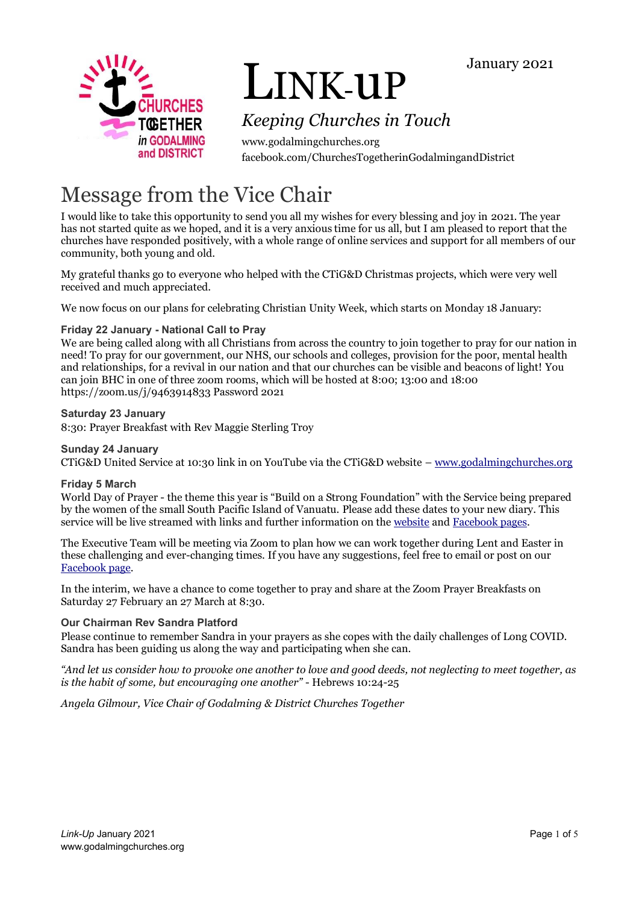January 2021

# LINK-UP

*Keeping Churches in Touch*

www.godalmingchurches.org
facebook.com/ChurchesTogetherinGodalmingandDistrict

# Message from the Vice Chair

I would like to take this opportunity to send you all my wishes for every blessing and joy in 2021. The year has not started quite as we hoped, and it is a very anxious time for us all, but I am pleased to report that the churches have responded positively, with a whole range of online services and support for all members of our community, both young and old.

My grateful thanks go to everyone who helped with the CTiG&D Christmas projects, which were very well received and much appreciated.

We now focus on our plans for celebrating Christian Unity Week, which starts on Monday 18 January:

**Friday 22 January - National Call to Pray**
We are being called along with all Christians from across the country to join together to pray for our nation in need! To pray for our government, our NHS, our schools and colleges, provision for the poor, mental health and relationships, for a revival in our nation and that our churches can be visible and beacons of light! You can join BHC in one of three zoom rooms, which will be hosted at 8:00; 13:00 and 18:00
https://zoom.us/j/9463914833 Password 2021

**Saturday 23 January**
8:30: Prayer Breakfast with Rev Maggie Sterling Troy

**Sunday 24 January**
CTiG&D United Service at 10:30 link in on YouTube via the CTiG&D website – www.godalmingchurches.org

**Friday 5 March**
World Day of Prayer - the theme this year is "Build on a Strong Foundation" with the Service being prepared by the women of the small South Pacific Island of Vanuatu. Please add these dates to your new diary. This service will be live streamed with links and further information on the website and Facebook pages.

The Executive Team will be meeting via Zoom to plan how we can work together during Lent and Easter in these challenging and ever-changing times. If you have any suggestions, feel free to email or post on our Facebook page.

In the interim, we have a chance to come together to pray and share at the Zoom Prayer Breakfasts on Saturday 27 February an 27 March at 8:30.

**Our Chairman Rev Sandra Platford**
Please continue to remember Sandra in your prayers as she copes with the daily challenges of Long COVID. Sandra has been guiding us along the way and participating when she can.

*"And let us consider how to provoke one another to love and good deeds, not neglecting to meet together, as is the habit of some, but encouraging one another"* - Hebrews 10:24-25

*Angela Gilmour, Vice Chair of Godalming & District Churches Together*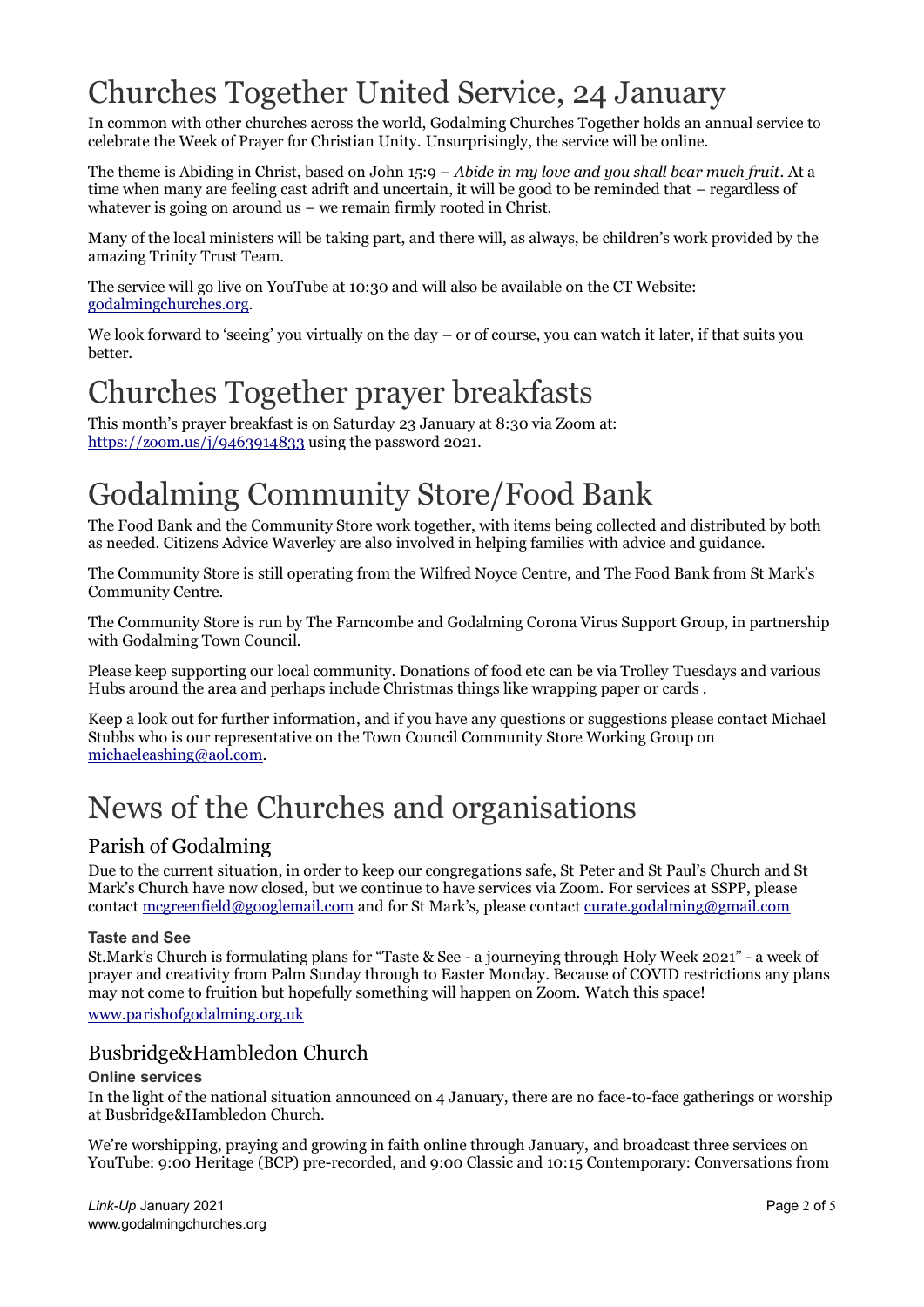# Churches Together United Service, 24 January

In common with other churches across the world, Godalming Churches Together holds an annual service to celebrate the Week of Prayer for Christian Unity. Unsurprisingly, the service will be online.

The theme is Abiding in Christ, based on John 15:9 – *Abide in my love and you shall bear much fruit*. At a time when many are feeling cast adrift and uncertain, it will be good to be reminded that – regardless of whatever is going on around us – we remain firmly rooted in Christ.

Many of the local ministers will be taking part, and there will, as always, be children's work provided by the amazing Trinity Trust Team.

The service will go live on YouTube at 10:30 and will also be available on the CT Website: godalmingchurches.org.

We look forward to 'seeing' you virtually on the day – or of course, you can watch it later, if that suits you better.

# Churches Together prayer breakfasts

This month's prayer breakfast is on Saturday 23 January at 8:30 via Zoom at: https://zoom.us/j/9463914833 using the password 2021.

# Godalming Community Store/Food Bank

The Food Bank and the Community Store work together, with items being collected and distributed by both as needed. Citizens Advice Waverley are also involved in helping families with advice and guidance.

The Community Store is still operating from the Wilfred Noyce Centre, and The Food Bank from St Mark's Community Centre.

The Community Store is run by The Farncombe and Godalming Corona Virus Support Group, in partnership with Godalming Town Council.

Please keep supporting our local community. Donations of food etc can be via Trolley Tuesdays and various Hubs around the area and perhaps include Christmas things like wrapping paper or cards .

Keep a look out for further information, and if you have any questions or suggestions please contact Michael Stubbs who is our representative on the Town Council Community Store Working Group on michaeleashing@aol.com.

# News of the Churches and organisations

## Parish of Godalming

Due to the current situation, in order to keep our congregations safe, St Peter and St Paul's Church and St Mark's Church have now closed, but we continue to have services via Zoom. For services at SSPP, please contact mcgreenfield@googlemail.com and for St Mark's, please contact curate.godalming@gmail.com

### Taste and See

St.Mark's Church is formulating plans for "Taste & See - a journeying through Holy Week 2021" - a week of prayer and creativity from Palm Sunday through to Easter Monday. Because of COVID restrictions any plans may not come to fruition but hopefully something will happen on Zoom. Watch this space!

www.parishofgodalming.org.uk

## Busbridge&Hambledon Church

### Online services

In the light of the national situation announced on 4 January, there are no face-to-face gatherings or worship at Busbridge&Hambledon Church.

We're worshipping, praying and growing in faith online through January, and broadcast three services on YouTube: 9:00 Heritage (BCP) pre-recorded, and 9:00 Classic and 10:15 Contemporary: Conversations from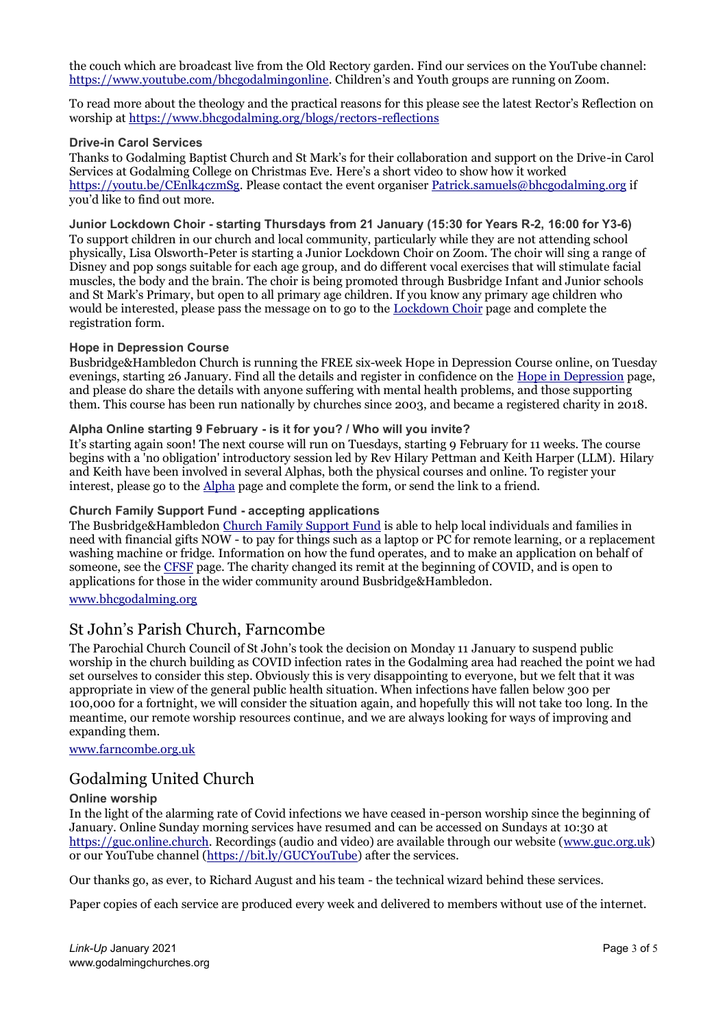the couch which are broadcast live from the Old Rectory garden. Find our services on the YouTube channel: https://www.youtube.com/bhcgodalmingonline. Children's and Youth groups are running on Zoom.

To read more about the theology and the practical reasons for this please see the latest Rector's Reflection on worship at https://www.bhcgodalming.org/blogs/rectors-reflections

### Drive-in Carol Services

Thanks to Godalming Baptist Church and St Mark's for their collaboration and support on the Drive-in Carol Services at Godalming College on Christmas Eve. Here's a short video to show how it worked https://youtu.be/CEnlk4czmSg. Please contact the event organiser Patrick.samuels@bhcgodalming.org if you'd like to find out more.

### Junior Lockdown Choir - starting Thursdays from 21 January (15:30 for Years R-2, 16:00 for Y3-6)

To support children in our church and local community, particularly while they are not attending school physically, Lisa Olsworth-Peter is starting a Junior Lockdown Choir on Zoom. The choir will sing a range of Disney and pop songs suitable for each age group, and do different vocal exercises that will stimulate facial muscles, the body and the brain. The choir is being promoted through Busbridge Infant and Junior schools and St Mark's Primary, but open to all primary age children. If you know any primary age children who would be interested, please pass the message on to go to the Lockdown Choir page and complete the registration form.

### Hope in Depression Course

Busbridge&Hambledon Church is running the FREE six-week Hope in Depression Course online, on Tuesday evenings, starting 26 January. Find all the details and register in confidence on the Hope in Depression page, and please do share the details with anyone suffering with mental health problems, and those supporting them. This course has been run nationally by churches since 2003, and became a registered charity in 2018.

### Alpha Online starting 9 February - is it for you? / Who will you invite?

It's starting again soon! The next course will run on Tuesdays, starting 9 February for 11 weeks. The course begins with a 'no obligation' introductory session led by Rev Hilary Pettman and Keith Harper (LLM). Hilary and Keith have been involved in several Alphas, both the physical courses and online. To register your interest, please go to the Alpha page and complete the form, or send the link to a friend.

### Church Family Support Fund - accepting applications

The Busbridge&Hambledon Church Family Support Fund is able to help local individuals and families in need with financial gifts NOW - to pay for things such as a laptop or PC for remote learning, or a replacement washing machine or fridge. Information on how the fund operates, and to make an application on behalf of someone, see the CFSF page. The charity changed its remit at the beginning of COVID, and is open to applications for those in the wider community around Busbridge&Hambledon.

www.bhcgodalming.org

## St John's Parish Church, Farncombe

The Parochial Church Council of St John's took the decision on Monday 11 January to suspend public worship in the church building as COVID infection rates in the Godalming area had reached the point we had set ourselves to consider this step. Obviously this is very disappointing to everyone, but we felt that it was appropriate in view of the general public health situation. When infections have fallen below 300 per 100,000 for a fortnight, we will consider the situation again, and hopefully this will not take too long. In the meantime, our remote worship resources continue, and we are always looking for ways of improving and expanding them.

www.farncombe.org.uk

## Godalming United Church

### Online worship

In the light of the alarming rate of Covid infections we have ceased in-person worship since the beginning of January. Online Sunday morning services have resumed and can be accessed on Sundays at 10:30 at https://guc.online.church. Recordings (audio and video) are available through our website (www.guc.org.uk) or our YouTube channel (https://bit.ly/GUCYouTube) after the services.

Our thanks go, as ever, to Richard August and his team - the technical wizard behind these services.

Paper copies of each service are produced every week and delivered to members without use of the internet.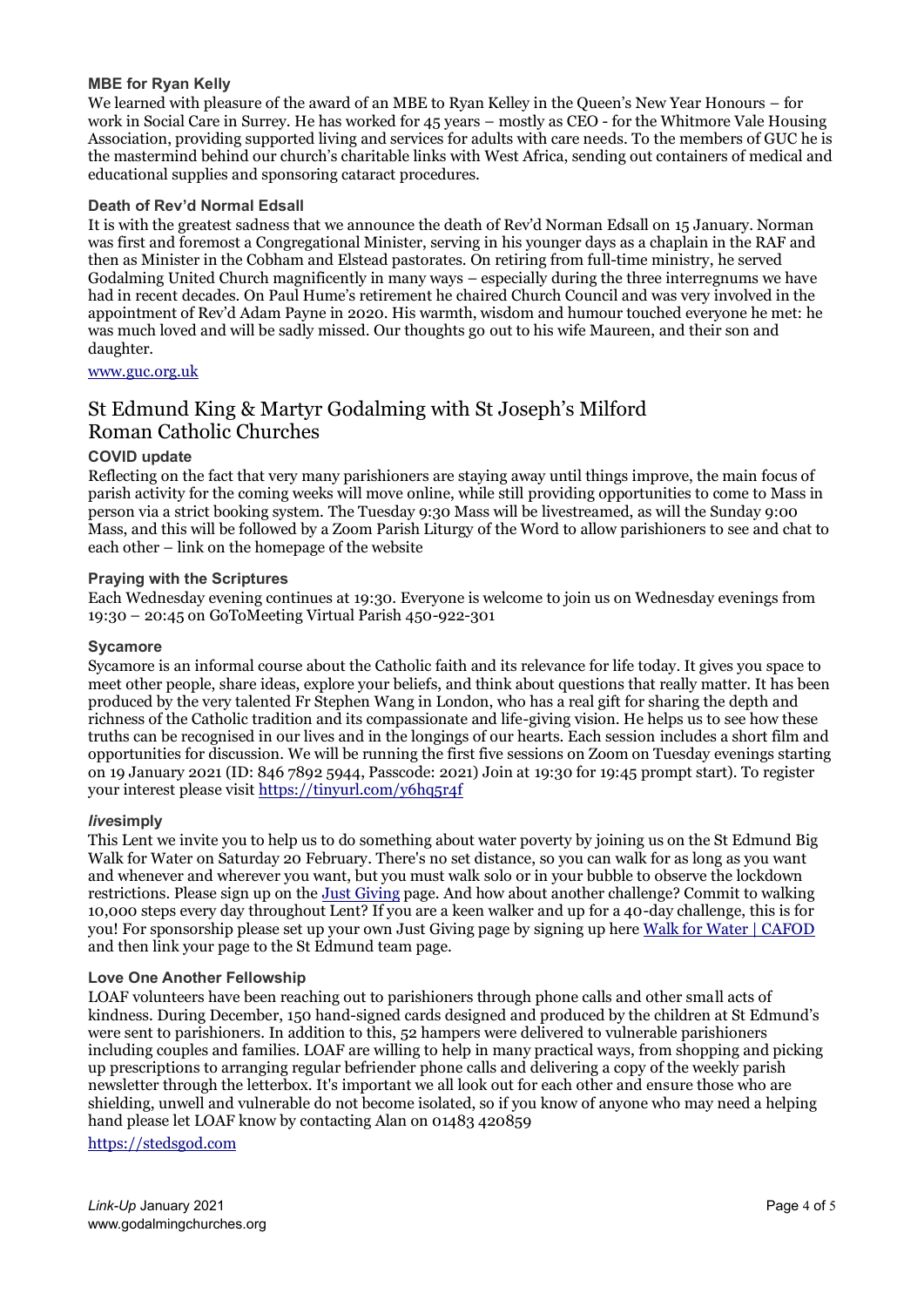### MBE for Ryan Kelly

We learned with pleasure of the award of an MBE to Ryan Kelley in the Queen's New Year Honours – for work in Social Care in Surrey. He has worked for 45 years – mostly as CEO - for the Whitmore Vale Housing Association, providing supported living and services for adults with care needs. To the members of GUC he is the mastermind behind our church's charitable links with West Africa, sending out containers of medical and educational supplies and sponsoring cataract procedures.

### Death of Rev'd Normal Edsall

It is with the greatest sadness that we announce the death of Rev'd Norman Edsall on 15 January. Norman was first and foremost a Congregational Minister, serving in his younger days as a chaplain in the RAF and then as Minister in the Cobham and Elstead pastorates. On retiring from full-time ministry, he served Godalming United Church magnificently in many ways – especially during the three interregnums we have had in recent decades. On Paul Hume's retirement he chaired Church Council and was very involved in the appointment of Rev'd Adam Payne in 2020. His warmth, wisdom and humour touched everyone he met: he was much loved and will be sadly missed. Our thoughts go out to his wife Maureen, and their son and daughter.

www.guc.org.uk

## St Edmund King & Martyr Godalming with St Joseph's Milford Roman Catholic Churches

### COVID update

Reflecting on the fact that very many parishioners are staying away until things improve, the main focus of parish activity for the coming weeks will move online, while still providing opportunities to come to Mass in person via a strict booking system. The Tuesday 9:30 Mass will be livestreamed, as will the Sunday 9:00 Mass, and this will be followed by a Zoom Parish Liturgy of the Word to allow parishioners to see and chat to each other – link on the homepage of the website

### Praying with the Scriptures

Each Wednesday evening continues at 19:30. Everyone is welcome to join us on Wednesday evenings from 19:30 – 20:45 on GoToMeeting Virtual Parish 450-922-301

### Sycamore

Sycamore is an informal course about the Catholic faith and its relevance for life today. It gives you space to meet other people, share ideas, explore your beliefs, and think about questions that really matter. It has been produced by the very talented Fr Stephen Wang in London, who has a real gift for sharing the depth and richness of the Catholic tradition and its compassionate and life-giving vision. He helps us to see how these truths can be recognised in our lives and in the longings of our hearts. Each session includes a short film and opportunities for discussion. We will be running the first five sessions on Zoom on Tuesday evenings starting on 19 January 2021 (ID: 846 7892 5944, Passcode: 2021) Join at 19:30 for 19:45 prompt start). To register your interest please visit https://tinyurl.com/y6hq5r4f

### *live*simply

This Lent we invite you to help us to do something about water poverty by joining us on the St Edmund Big Walk for Water on Saturday 20 February. There's no set distance, so you can walk for as long as you want and whenever and wherever you want, but you must walk solo or in your bubble to observe the lockdown restrictions. Please sign up on the Just Giving page. And how about another challenge? Commit to walking 10,000 steps every day throughout Lent? If you are a keen walker and up for a 40-day challenge, this is for you! For sponsorship please set up your own Just Giving page by signing up here Walk for Water | CAFOD and then link your page to the St Edmund team page.

### Love One Another Fellowship

LOAF volunteers have been reaching out to parishioners through phone calls and other small acts of kindness. During December, 150 hand-signed cards designed and produced by the children at St Edmund's were sent to parishioners. In addition to this, 52 hampers were delivered to vulnerable parishioners including couples and families. LOAF are willing to help in many practical ways, from shopping and picking up prescriptions to arranging regular befriender phone calls and delivering a copy of the weekly parish newsletter through the letterbox. It's important we all look out for each other and ensure those who are shielding, unwell and vulnerable do not become isolated, so if you know of anyone who may need a helping hand please let LOAF know by contacting Alan on 01483 420859

https://stedsgod.com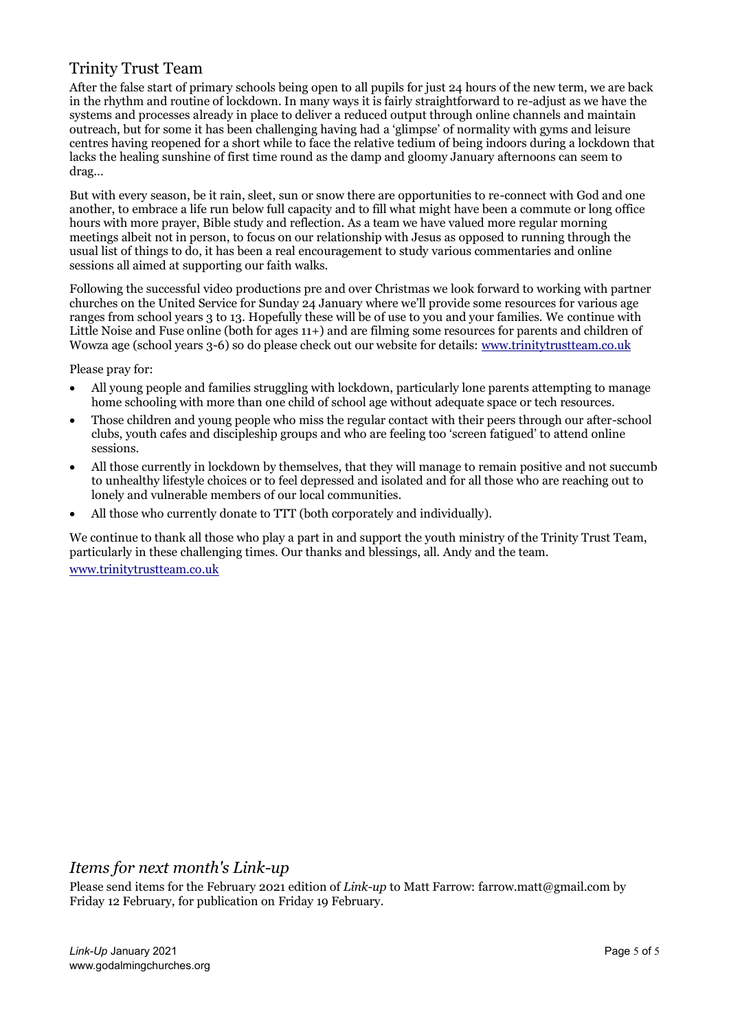## Trinity Trust Team

After the false start of primary schools being open to all pupils for just 24 hours of the new term, we are back in the rhythm and routine of lockdown. In many ways it is fairly straightforward to re-adjust as we have the systems and processes already in place to deliver a reduced output through online channels and maintain outreach, but for some it has been challenging having had a 'glimpse' of normality with gyms and leisure centres having reopened for a short while to face the relative tedium of being indoors during a lockdown that lacks the healing sunshine of first time round as the damp and gloomy January afternoons can seem to drag...

But with every season, be it rain, sleet, sun or snow there are opportunities to re-connect with God and one another, to embrace a life run below full capacity and to fill what might have been a commute or long office hours with more prayer, Bible study and reflection. As a team we have valued more regular morning meetings albeit not in person, to focus on our relationship with Jesus as opposed to running through the usual list of things to do, it has been a real encouragement to study various commentaries and online sessions all aimed at supporting our faith walks.

Following the successful video productions pre and over Christmas we look forward to working with partner churches on the United Service for Sunday 24 January where we'll provide some resources for various age ranges from school years 3 to 13. Hopefully these will be of use to you and your families. We continue with Little Noise and Fuse online (both for ages 11+) and are filming some resources for parents and children of Wowza age (school years 3-6) so do please check out our website for details: www.trinitytrustteam.co.uk

Please pray for:

- All young people and families struggling with lockdown, particularly lone parents attempting to manage home schooling with more than one child of school age without adequate space or tech resources.
- Those children and young people who miss the regular contact with their peers through our after-school clubs, youth cafes and discipleship groups and who are feeling too 'screen fatigued' to attend online sessions.
- All those currently in lockdown by themselves, that they will manage to remain positive and not succumb to unhealthy lifestyle choices or to feel depressed and isolated and for all those who are reaching out to lonely and vulnerable members of our local communities.
- All those who currently donate to TTT (both corporately and individually).

We continue to thank all those who play a part in and support the youth ministry of the Trinity Trust Team, particularly in these challenging times. Our thanks and blessings, all. Andy and the team.
www.trinitytrustteam.co.uk

## *Items for next month's Link-up*

Please send items for the February 2021 edition of *Link-up* to Matt Farrow: farrow.matt@gmail.com by Friday 12 February, for publication on Friday 19 February.